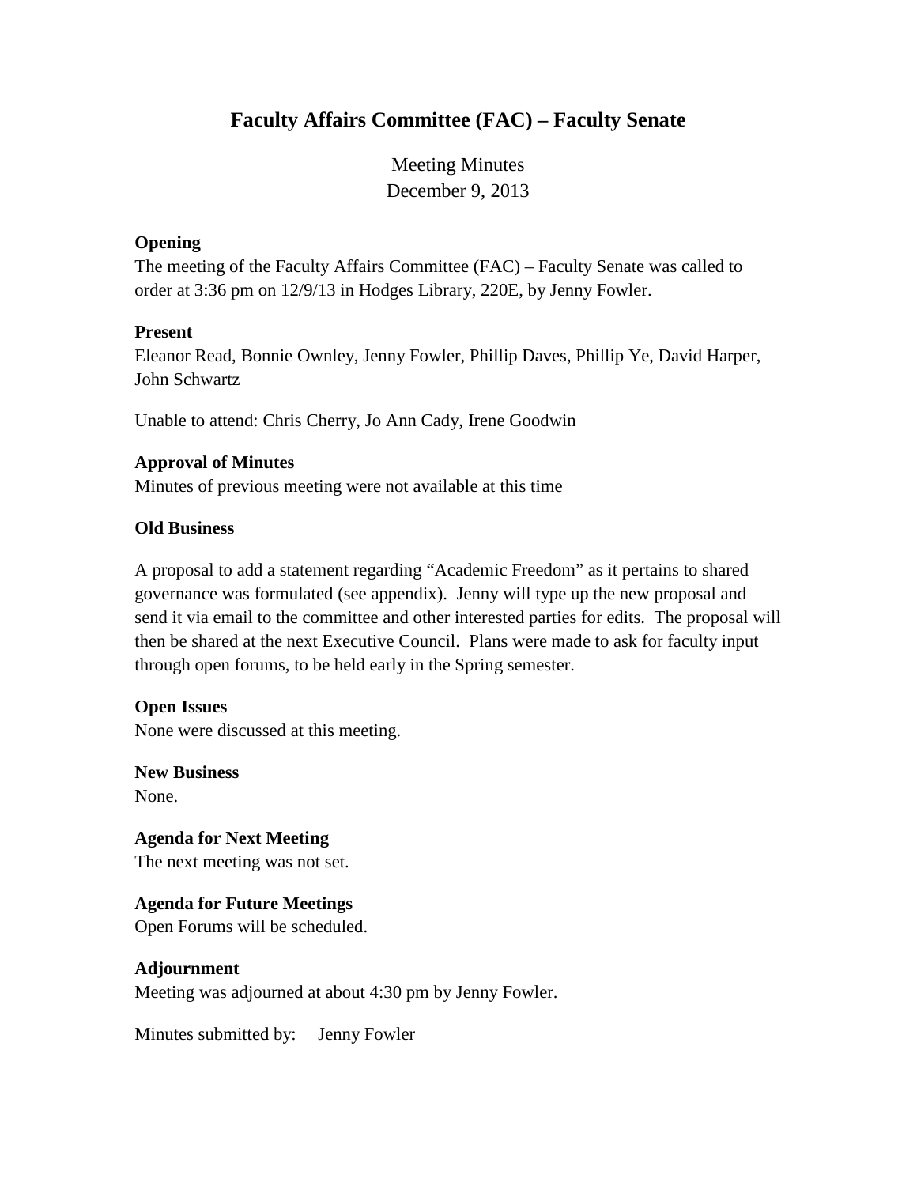# Faculty Affairs Committee (FAC) – Faculty Senate

Meeting Minutes
December 9, 2013

**Opening**
The meeting of the Faculty Affairs Committee (FAC) – Faculty Senate was called to order at 3:36 pm on 12/9/13 in Hodges Library, 220E, by Jenny Fowler.

**Present**
Eleanor Read, Bonnie Ownley, Jenny Fowler, Phillip Daves, Phillip Ye, David Harper, John Schwartz

Unable to attend: Chris Cherry, Jo Ann Cady, Irene Goodwin

**Approval of Minutes**
Minutes of previous meeting were not available at this time

**Old Business**

A proposal to add a statement regarding "Academic Freedom" as it pertains to shared governance was formulated (see appendix). Jenny will type up the new proposal and send it via email to the committee and other interested parties for edits. The proposal will then be shared at the next Executive Council. Plans were made to ask for faculty input through open forums, to be held early in the Spring semester.

**Open Issues**
None were discussed at this meeting.

**New Business**
None.

**Agenda for Next Meeting**
The next meeting was not set.

**Agenda for Future Meetings**
Open Forums will be scheduled.

**Adjournment**
Meeting was adjourned at about 4:30 pm by Jenny Fowler.

Minutes submitted by: Jenny Fowler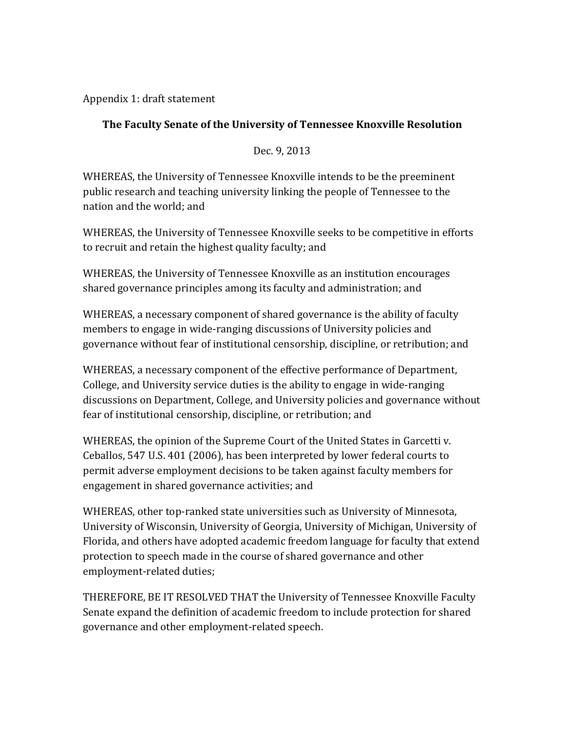Appendix 1: draft statement

**The Faculty Senate of the University of Tennessee Knoxville Resolution**

Dec. 9, 2013

WHEREAS, the University of Tennessee Knoxville intends to be the preeminent public research and teaching university linking the people of Tennessee to the nation and the world; and

WHEREAS, the University of Tennessee Knoxville seeks to be competitive in efforts to recruit and retain the highest quality faculty; and

WHEREAS, the University of Tennessee Knoxville as an institution encourages shared governance principles among its faculty and administration; and

WHEREAS, a necessary component of shared governance is the ability of faculty members to engage in wide-ranging discussions of University policies and governance without fear of institutional censorship, discipline, or retribution; and

WHEREAS, a necessary component of the effective performance of Department, College, and University service duties is the ability to engage in wide-ranging discussions on Department, College, and University policies and governance without fear of institutional censorship, discipline, or retribution; and

WHEREAS, the opinion of the Supreme Court of the United States in Garcetti v. Ceballos, 547 U.S. 401 (2006), has been interpreted by lower federal courts to permit adverse employment decisions to be taken against faculty members for engagement in shared governance activities; and

WHEREAS, other top-ranked state universities such as University of Minnesota, University of Wisconsin, University of Georgia, University of Michigan, University of Florida, and others have adopted academic freedom language for faculty that extend protection to speech made in the course of shared governance and other employment-related duties;

THEREFORE, BE IT RESOLVED THAT the University of Tennessee Knoxville Faculty Senate expand the definition of academic freedom to include protection for shared governance and other employment-related speech.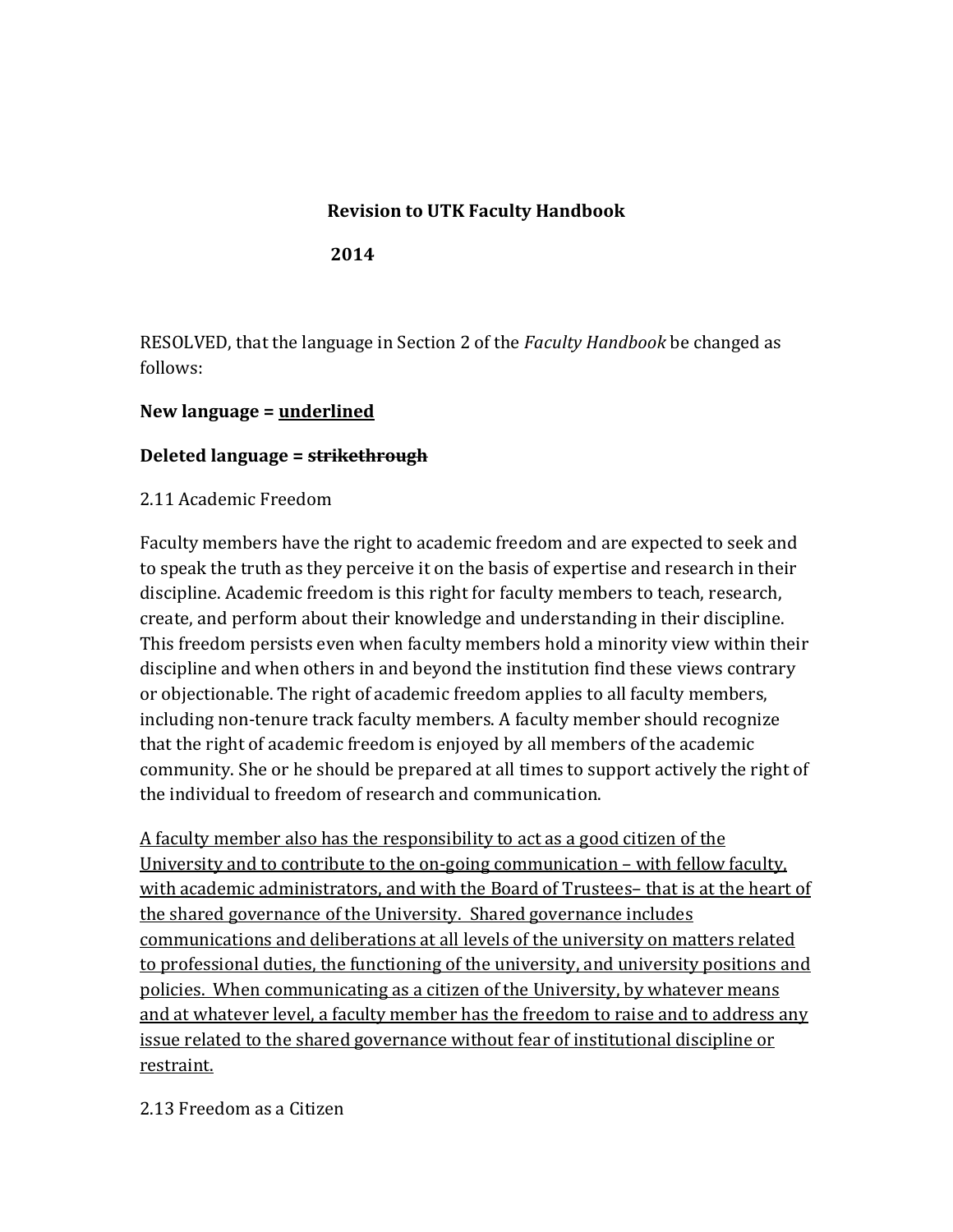**Revision to UTK Faculty Handbook**

**2014**

RESOLVED, that the language in Section 2 of the *Faculty Handbook* be changed as follows:

**New language = <u>underlined</u>**

**Deleted language = ~~strikethrough~~**

2.11 Academic Freedom

Faculty members have the right to academic freedom and are expected to seek and to speak the truth as they perceive it on the basis of expertise and research in their discipline. Academic freedom is this right for faculty members to teach, research, create, and perform about their knowledge and understanding in their discipline. This freedom persists even when faculty members hold a minority view within their discipline and when others in and beyond the institution find these views contrary or objectionable. The right of academic freedom applies to all faculty members, including non-tenure track faculty members. A faculty member should recognize that the right of academic freedom is enjoyed by all members of the academic community. She or he should be prepared at all times to support actively the right of the individual to freedom of research and communication.

<u>A faculty member also has the responsibility to act as a good citizen of the University and to contribute to the on-going communication – with fellow faculty, with academic administrators, and with the Board of Trustees– that is at the heart of the shared governance of the University. Shared governance includes communications and deliberations at all levels of the university on matters related to professional duties, the functioning of the university, and university positions and policies. When communicating as a citizen of the University, by whatever means and at whatever level, a faculty member has the freedom to raise and to address any issue related to the shared governance without fear of institutional discipline or restraint.</u>

2.13 Freedom as a Citizen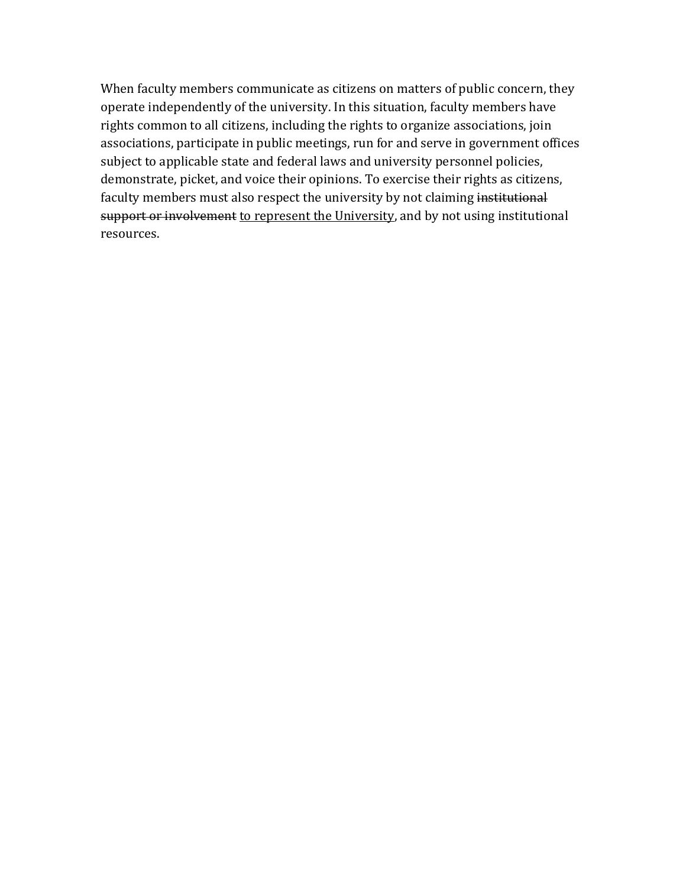When faculty members communicate as citizens on matters of public concern, they operate independently of the university. In this situation, faculty members have rights common to all citizens, including the rights to organize associations, join associations, participate in public meetings, run for and serve in government offices subject to applicable state and federal laws and university personnel policies, demonstrate, picket, and voice their opinions. To exercise their rights as citizens, faculty members must also respect the university by not claiming ~~institutional support or involvement~~ <ins>to represent the University</ins>, and by not using institutional resources.